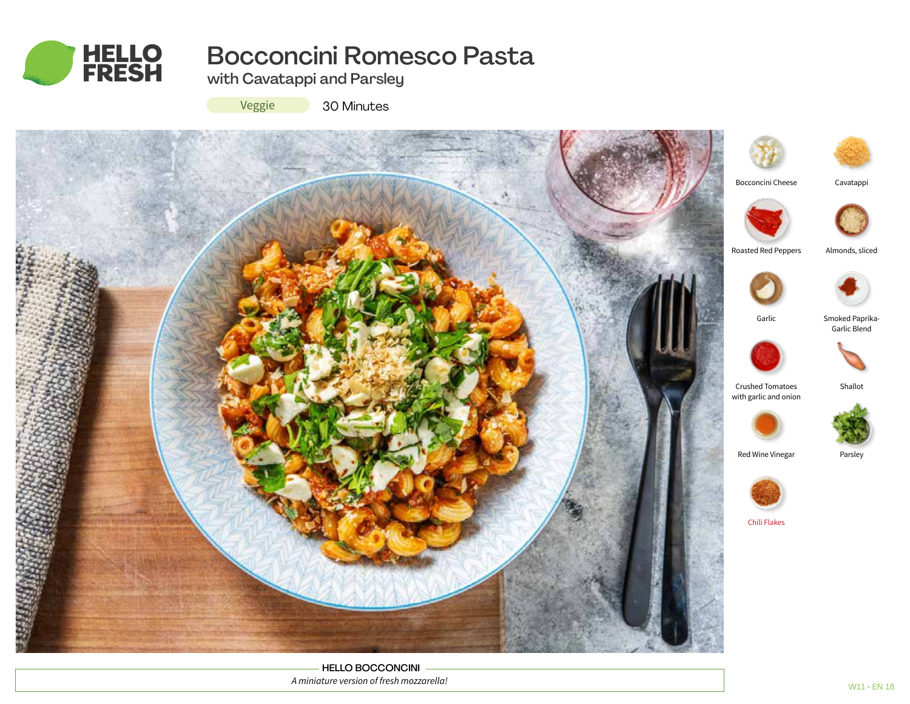# Bocconcini Romesco Pasta

## with Cavatappi and Parsley

Veggie | 30 Minutes

- Bocconcini Cheese
- Cavatappi
- Roasted Red Peppers
- Almonds, sliced
- Garlic
- Smoked Paprika-Garlic Blend
- Crushed Tomatoes with garlic and onion
- Shallot
- Red Wine Vinegar
- Parsley
- Chili Flakes

**HELLO BOCCONCINI**

*A miniature version of fresh mozzarella!*

W11 · EN 18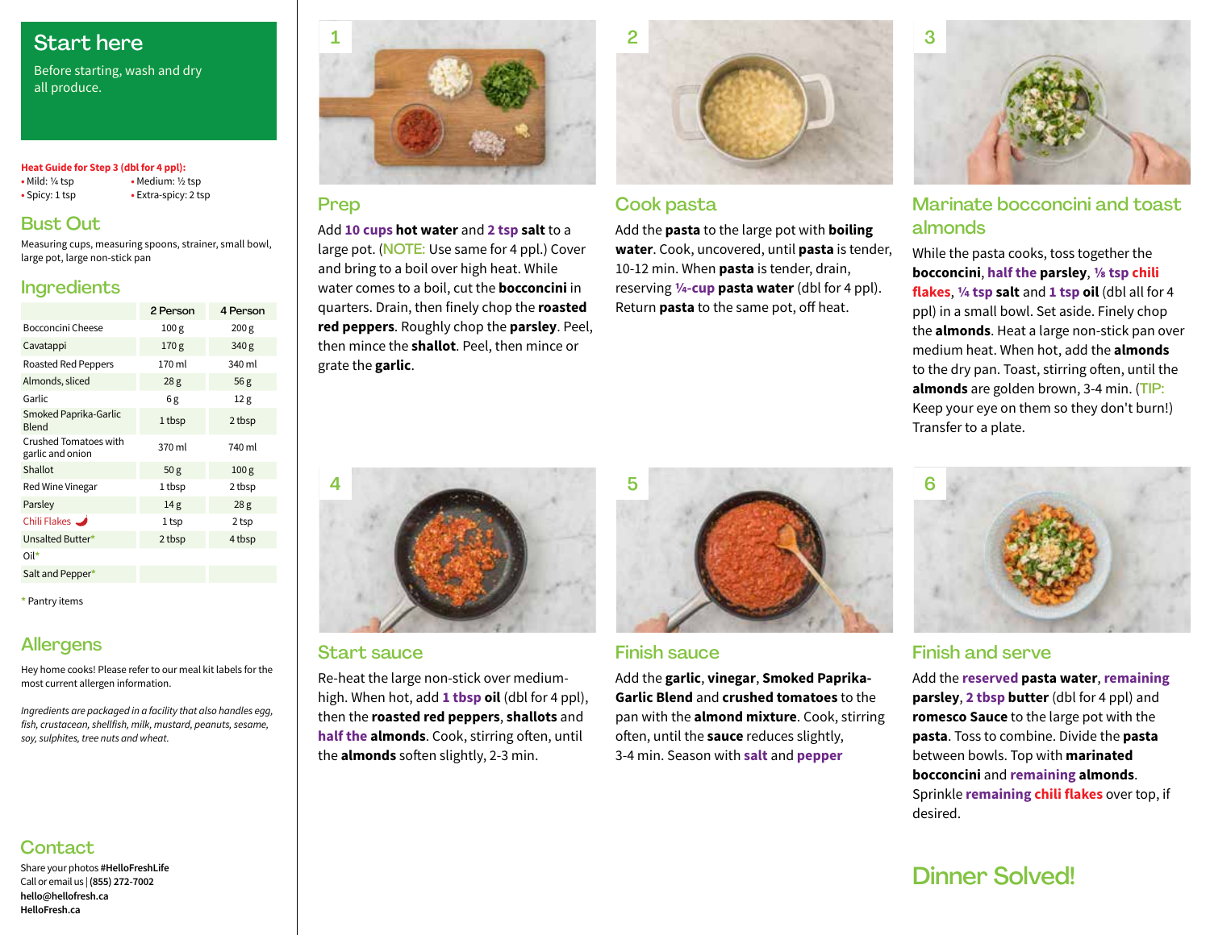## Start here

Before starting, wash and dry all produce.

**Heat Guide for Step 3 (dbl for 4 ppl):**

- Mild: ¼ tsp
- Medium: ½ tsp
- Spicy: 1 tsp
- Extra-spicy: 2 tsp

## Bust Out

Measuring cups, measuring spoons, strainer, small bowl, large pot, large non-stick pan

## Ingredients

| | 2 Person | 4 Person |
|---|---|---|
| Bocconcini Cheese | 100 g | 200 g |
| Cavatappi | 170 g | 340 g |
| Roasted Red Peppers | 170 ml | 340 ml |
| Almonds, sliced | 28 g | 56 g |
| Garlic | 6 g | 12 g |
| Smoked Paprika-Garlic Blend | 1 tbsp | 2 tbsp |
| Crushed Tomatoes with garlic and onion | 370 ml | 740 ml |
| Shallot | 50 g | 100 g |
| Red Wine Vinegar | 1 tbsp | 2 tbsp |
| Parsley | 14 g | 28 g |
| Chili Flakes | 1 tsp | 2 tsp |
| Unsalted Butter* | 2 tbsp | 4 tbsp |
| Oil* | | |
| Salt and Pepper* | | |

\* Pantry items

## Allergens

Hey home cooks! Please refer to our meal kit labels for the most current allergen information.

*Ingredients are packaged in a facility that also handles egg, fish, crustacean, shellfish, milk, mustard, peanuts, sesame, soy, sulphites, tree nuts and wheat.*

## Contact

Share your photos **#HelloFreshLife**
Call or email us | **(855) 272-7002**
**hello@hellofresh.ca**
**HelloFresh.ca**

## 1 Prep

Add **10 cups hot water** and **2 tsp salt** to a large pot. (NOTE: Use same for 4 ppl.) Cover and bring to a boil over high heat. While water comes to a boil, cut the **bocconcini** in quarters. Drain, then finely chop the **roasted red peppers**. Roughly chop the **parsley**. Peel, then mince the **shallot**. Peel, then mince or grate the **garlic**.

## 2 Cook pasta

Add the **pasta** to the large pot with **boiling water**. Cook, uncovered, until **pasta** is tender, 10-12 min. When **pasta** is tender, drain, reserving **¼-cup pasta water** (dbl for 4 ppl). Return **pasta** to the same pot, off heat.

## 3 Marinate bocconcini and toast almonds

While the pasta cooks, toss together the **bocconcini**, **half the parsley**, **⅛ tsp chili flakes**, **¼ tsp salt** and **1 tsp oil** (dbl all for 4 ppl) in a small bowl. Set aside. Finely chop the **almonds**. Heat a large non-stick pan over medium heat. When hot, add the **almonds** to the dry pan. Toast, stirring often, until the **almonds** are golden brown, 3-4 min. (TIP: Keep your eye on them so they don't burn!) Transfer to a plate.

## 4 Start sauce

Re-heat the large non-stick over medium-high. When hot, add **1 tbsp oil** (dbl for 4 ppl), then the **roasted red peppers**, **shallots** and **half the almonds**. Cook, stirring often, until the **almonds** soften slightly, 2-3 min.

## 5 Finish sauce

Add the **garlic**, **vinegar**, **Smoked Paprika-Garlic Blend** and **crushed tomatoes** to the pan with the **almond mixture**. Cook, stirring often, until the **sauce** reduces slightly, 3-4 min. Season with **salt** and **pepper**

## 6 Finish and serve

Add the **reserved pasta water**, **remaining parsley**, **2 tbsp butter** (dbl for 4 ppl) and **romesco Sauce** to the large pot with the **pasta**. Toss to combine. Divide the **pasta** between bowls. Top with **marinated bocconcini** and **remaining almonds**. Sprinkle **remaining chili flakes** over top, if desired.

## Dinner Solved!